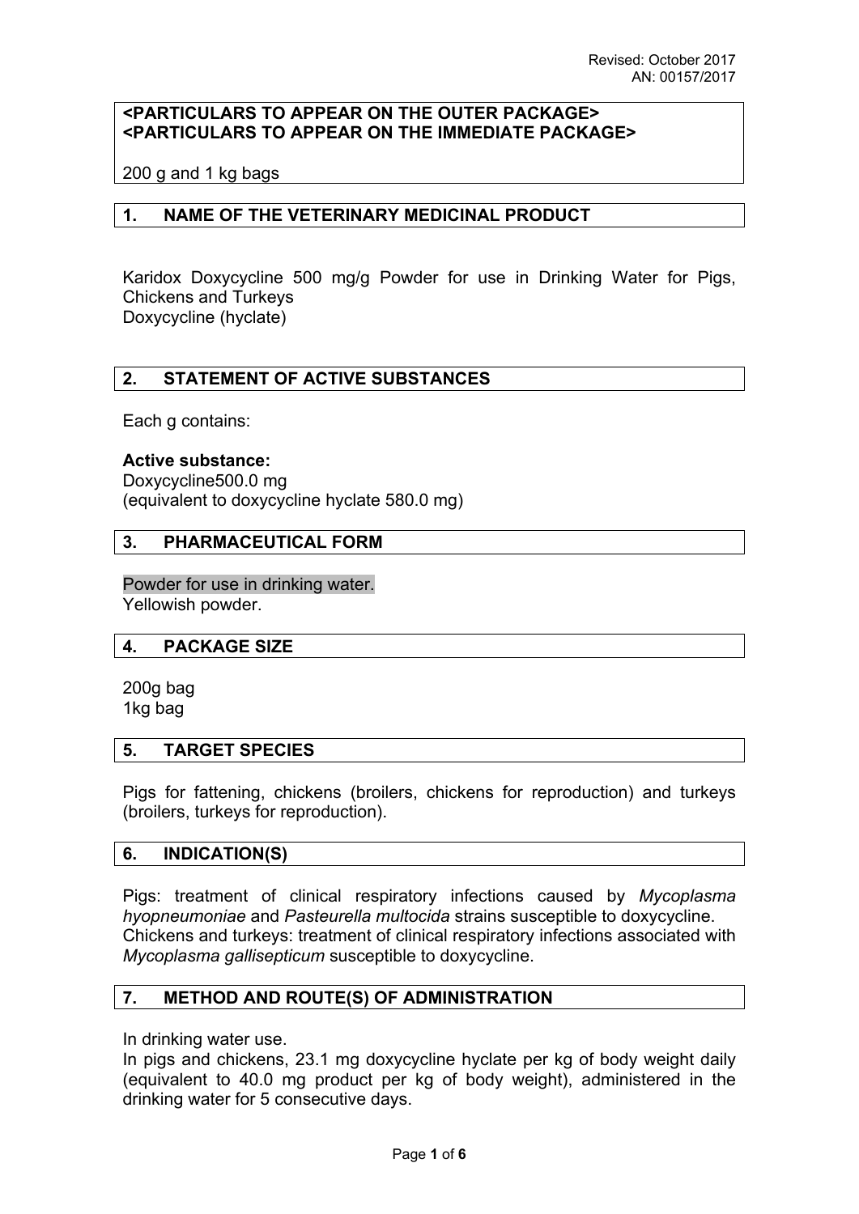Revised: October 2017
AN: 00157/2017

**<PARTICULARS TO APPEAR ON THE OUTER PACKAGE>**
**<PARTICULARS TO APPEAR ON THE IMMEDIATE PACKAGE>**

200 g and 1 kg bags

## 1. NAME OF THE VETERINARY MEDICINAL PRODUCT

Karidox Doxycycline 500 mg/g Powder for use in Drinking Water for Pigs, Chickens and Turkeys
Doxycycline (hyclate)

## 2. STATEMENT OF ACTIVE SUBSTANCES

Each g contains:

**Active substance:**
Doxycycline500.0 mg
(equivalent to doxycycline hyclate 580.0 mg)

## 3. PHARMACEUTICAL FORM

Powder for use in drinking water.
Yellowish powder.

## 4. PACKAGE SIZE

200g bag
1kg bag

## 5. TARGET SPECIES

Pigs for fattening, chickens (broilers, chickens for reproduction) and turkeys (broilers, turkeys for reproduction).

## 6. INDICATION(S)

Pigs: treatment of clinical respiratory infections caused by *Mycoplasma hyopneumoniae* and *Pasteurella multocida* strains susceptible to doxycycline.
Chickens and turkeys: treatment of clinical respiratory infections associated with *Mycoplasma gallisepticum* susceptible to doxycycline.

## 7. METHOD AND ROUTE(S) OF ADMINISTRATION

In drinking water use.
In pigs and chickens, 23.1 mg doxycycline hyclate per kg of body weight daily (equivalent to 40.0 mg product per kg of body weight), administered in the drinking water for 5 consecutive days.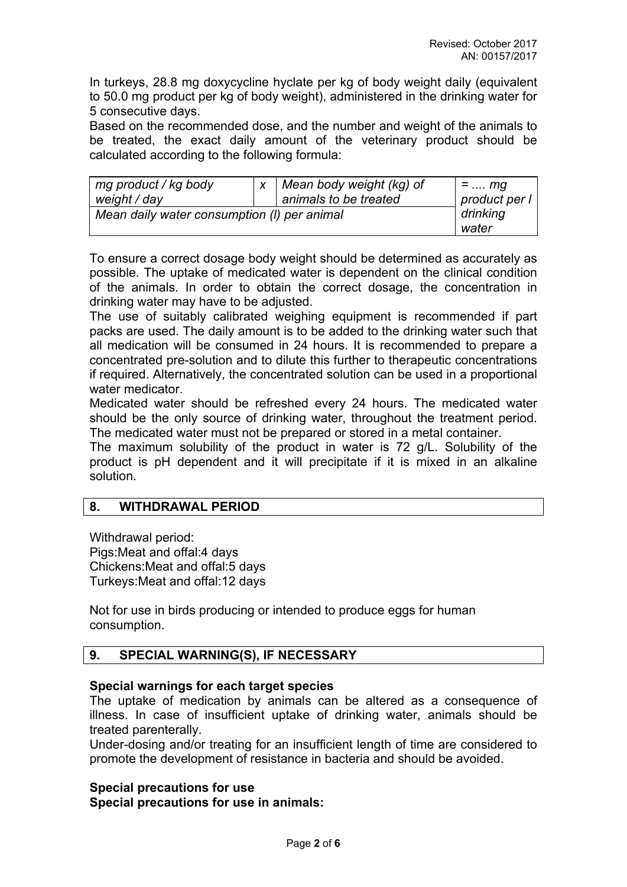In turkeys, 28.8 mg doxycycline hyclate per kg of body weight daily (equivalent to 50.0 mg product per kg of body weight), administered in the drinking water for 5 consecutive days.

Based on the recommended dose, and the number and weight of the animals to be treated, the exact daily amount of the veterinary product should be calculated according to the following formula:

| *mg product / kg body weight / day* | *x* | *Mean body weight (kg) of animals to be treated* | *= .... mg product per l drinking water* |
|---|---|---|---|
| *Mean daily water consumption (l) per animal* | | | |

To ensure a correct dosage body weight should be determined as accurately as possible. The uptake of medicated water is dependent on the clinical condition of the animals. In order to obtain the correct dosage, the concentration in drinking water may have to be adjusted.

The use of suitably calibrated weighing equipment is recommended if part packs are used. The daily amount is to be added to the drinking water such that all medication will be consumed in 24 hours. It is recommended to prepare a concentrated pre-solution and to dilute this further to therapeutic concentrations if required. Alternatively, the concentrated solution can be used in a proportional water medicator.

Medicated water should be refreshed every 24 hours. The medicated water should be the only source of drinking water, throughout the treatment period. The medicated water must not be prepared or stored in a metal container.

The maximum solubility of the product in water is 72 g/L. Solubility of the product is pH dependent and it will precipitate if it is mixed in an alkaline solution.

## 8. WITHDRAWAL PERIOD

Withdrawal period:
Pigs:Meat and offal:4 days
Chickens:Meat and offal:5 days
Turkeys:Meat and offal:12 days

Not for use in birds producing or intended to produce eggs for human consumption.

## 9. SPECIAL WARNING(S), IF NECESSARY

**Special warnings for each target species**

The uptake of medication by animals can be altered as a consequence of illness. In case of insufficient uptake of drinking water, animals should be treated parenterally.

Under-dosing and/or treating for an insufficient length of time are considered to promote the development of resistance in bacteria and should be avoided.

**Special precautions for use**

**Special precautions for use in animals:**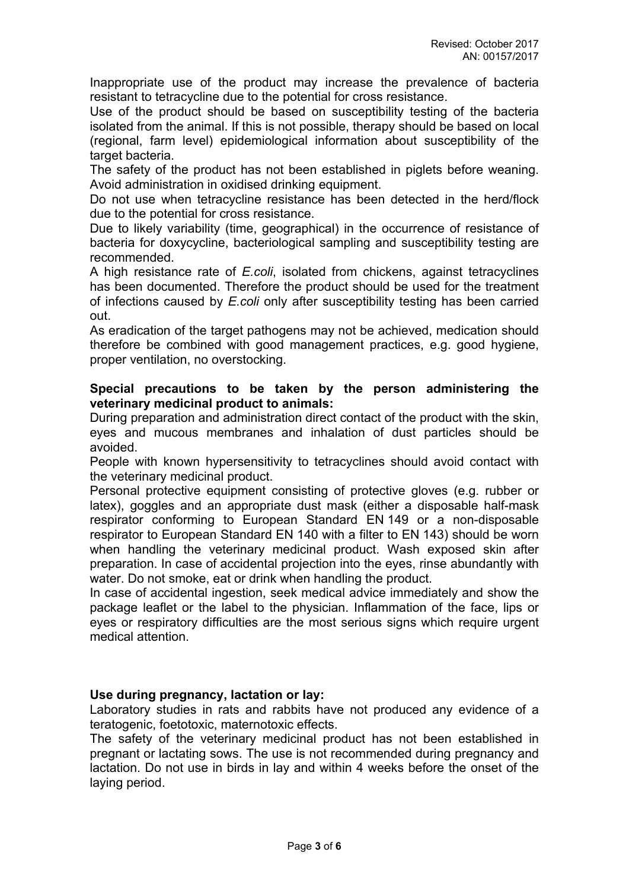Inappropriate use of the product may increase the prevalence of bacteria resistant to tetracycline due to the potential for cross resistance.

Use of the product should be based on susceptibility testing of the bacteria isolated from the animal. If this is not possible, therapy should be based on local (regional, farm level) epidemiological information about susceptibility of the target bacteria.

The safety of the product has not been established in piglets before weaning.

Avoid administration in oxidised drinking equipment.

Do not use when tetracycline resistance has been detected in the herd/flock due to the potential for cross resistance.

Due to likely variability (time, geographical) in the occurrence of resistance of bacteria for doxycycline, bacteriological sampling and susceptibility testing are recommended.

A high resistance rate of *E.coli*, isolated from chickens, against tetracyclines has been documented. Therefore the product should be used for the treatment of infections caused by *E.coli* only after susceptibility testing has been carried out.

As eradication of the target pathogens may not be achieved, medication should therefore be combined with good management practices, e.g. good hygiene, proper ventilation, no overstocking.

**Special precautions to be taken by the person administering the veterinary medicinal product to animals:**

During preparation and administration direct contact of the product with the skin, eyes and mucous membranes and inhalation of dust particles should be avoided.

People with known hypersensitivity to tetracyclines should avoid contact with the veterinary medicinal product.

Personal protective equipment consisting of protective gloves (e.g. rubber or latex), goggles and an appropriate dust mask (either a disposable half-mask respirator conforming to European Standard EN 149 or a non-disposable respirator to European Standard EN 140 with a filter to EN 143) should be worn when handling the veterinary medicinal product. Wash exposed skin after preparation. In case of accidental projection into the eyes, rinse abundantly with water. Do not smoke, eat or drink when handling the product.

In case of accidental ingestion, seek medical advice immediately and show the package leaflet or the label to the physician. Inflammation of the face, lips or eyes or respiratory difficulties are the most serious signs which require urgent medical attention.

**Use during pregnancy, lactation or lay:**

Laboratory studies in rats and rabbits have not produced any evidence of a teratogenic, foetotoxic, maternotoxic effects.

The safety of the veterinary medicinal product has not been established in pregnant or lactating sows. The use is not recommended during pregnancy and lactation. Do not use in birds in lay and within 4 weeks before the onset of the laying period.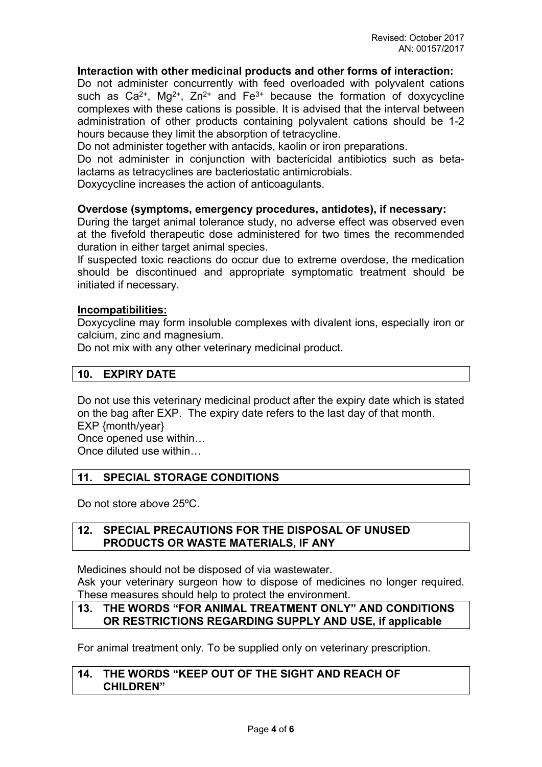**Interaction with other medicinal products and other forms of interaction:**

Do not administer concurrently with feed overloaded with polyvalent cations such as $Ca^{2+}$, $Mg^{2+}$, $Zn^{2+}$ and $Fe^{3+}$ because the formation of doxycycline complexes with these cations is possible. It is advised that the interval between administration of other products containing polyvalent cations should be 1-2 hours because they limit the absorption of tetracycline.

Do not administer together with antacids, kaolin or iron preparations.

Do not administer in conjunction with bactericidal antibiotics such as beta-lactams as tetracyclines are bacteriostatic antimicrobials.

Doxycycline increases the action of anticoagulants.

**Overdose (symptoms, emergency procedures, antidotes), if necessary:**

During the target animal tolerance study, no adverse effect was observed even at the fivefold therapeutic dose administered for two times the recommended duration in either target animal species.

If suspected toxic reactions do occur due to extreme overdose, the medication should be discontinued and appropriate symptomatic treatment should be initiated if necessary.

**Incompatibilities:**

Doxycycline may form insoluble complexes with divalent ions, especially iron or calcium, zinc and magnesium.

Do not mix with any other veterinary medicinal product.

## 10. EXPIRY DATE

Do not use this veterinary medicinal product after the expiry date which is stated on the bag after EXP. The expiry date refers to the last day of that month.

EXP {month/year}

Once opened use within…

Once diluted use within…

## 11. SPECIAL STORAGE CONDITIONS

Do not store above 25ºC.

## 12. SPECIAL PRECAUTIONS FOR THE DISPOSAL OF UNUSED PRODUCTS OR WASTE MATERIALS, IF ANY

Medicines should not be disposed of via wastewater.

Ask your veterinary surgeon how to dispose of medicines no longer required. These measures should help to protect the environment.

## 13. THE WORDS "FOR ANIMAL TREATMENT ONLY" AND CONDITIONS OR RESTRICTIONS REGARDING SUPPLY AND USE, if applicable

For animal treatment only. To be supplied only on veterinary prescription.

## 14. THE WORDS "KEEP OUT OF THE SIGHT AND REACH OF CHILDREN"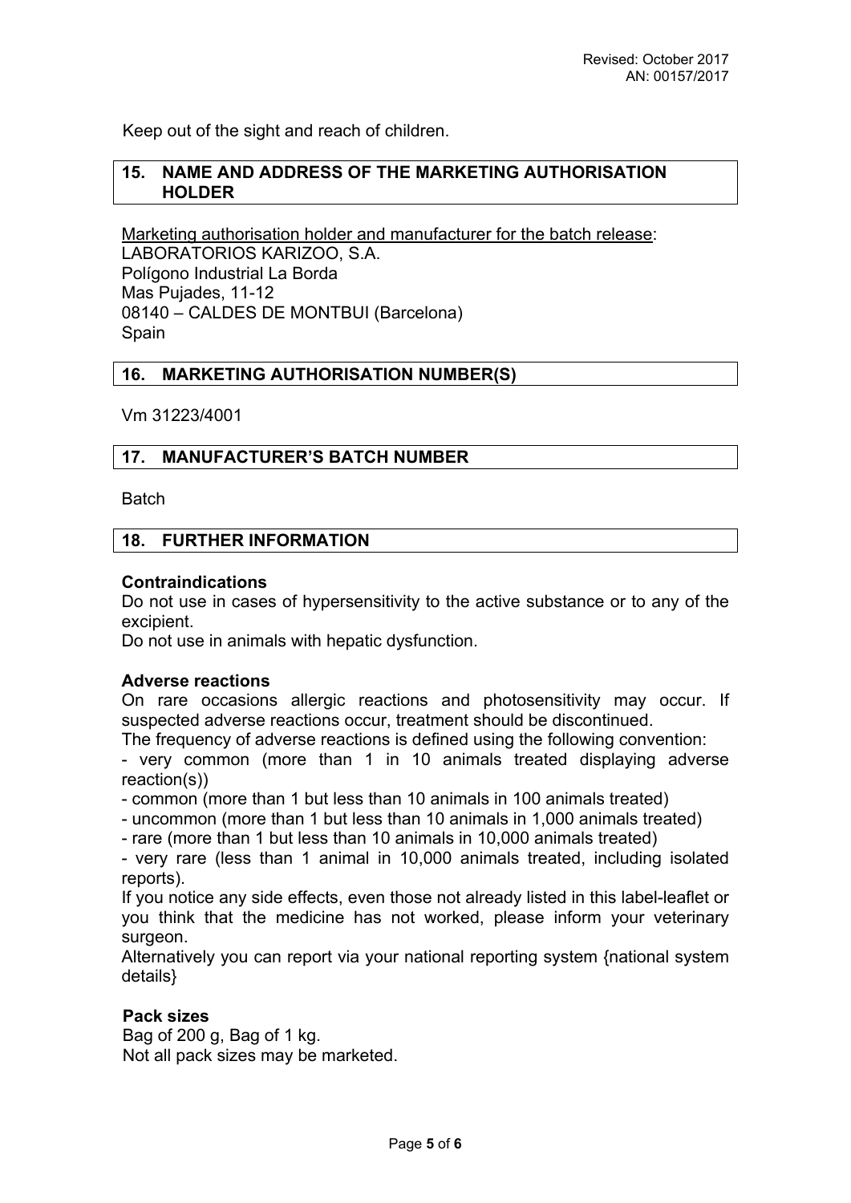Keep out of the sight and reach of children.

## 15. NAME AND ADDRESS OF THE MARKETING AUTHORISATION HOLDER

Marketing authorisation holder and manufacturer for the batch release:
LABORATORIOS KARIZOO, S.A.
Polígono Industrial La Borda
Mas Pujades, 11-12
08140 – CALDES DE MONTBUI (Barcelona)
Spain

## 16. MARKETING AUTHORISATION NUMBER(S)

Vm 31223/4001

## 17. MANUFACTURER'S BATCH NUMBER

Batch

## 18. FURTHER INFORMATION

**Contraindications**
Do not use in cases of hypersensitivity to the active substance or to any of the excipient.
Do not use in animals with hepatic dysfunction.

**Adverse reactions**
On rare occasions allergic reactions and photosensitivity may occur. If suspected adverse reactions occur, treatment should be discontinued.
The frequency of adverse reactions is defined using the following convention:
- very common (more than 1 in 10 animals treated displaying adverse reaction(s))
- common (more than 1 but less than 10 animals in 100 animals treated)
- uncommon (more than 1 but less than 10 animals in 1,000 animals treated)
- rare (more than 1 but less than 10 animals in 10,000 animals treated)
- very rare (less than 1 animal in 10,000 animals treated, including isolated reports).

If you notice any side effects, even those not already listed in this label-leaflet or you think that the medicine has not worked, please inform your veterinary surgeon.
Alternatively you can report via your national reporting system {national system details}

**Pack sizes**
Bag of 200 g, Bag of 1 kg.
Not all pack sizes may be marketed.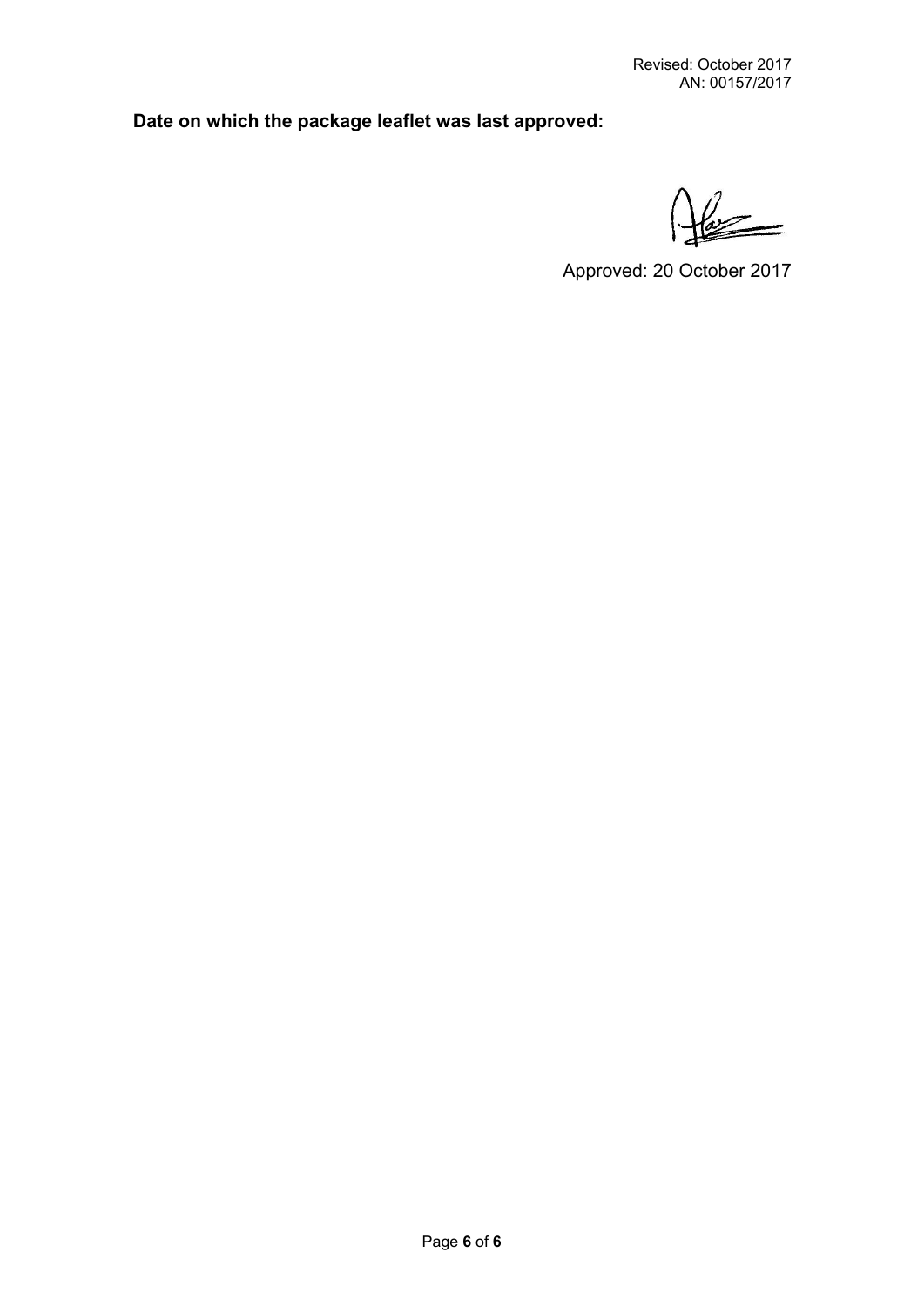**Date on which the package leaflet was last approved:**

Approved: 20 October 2017